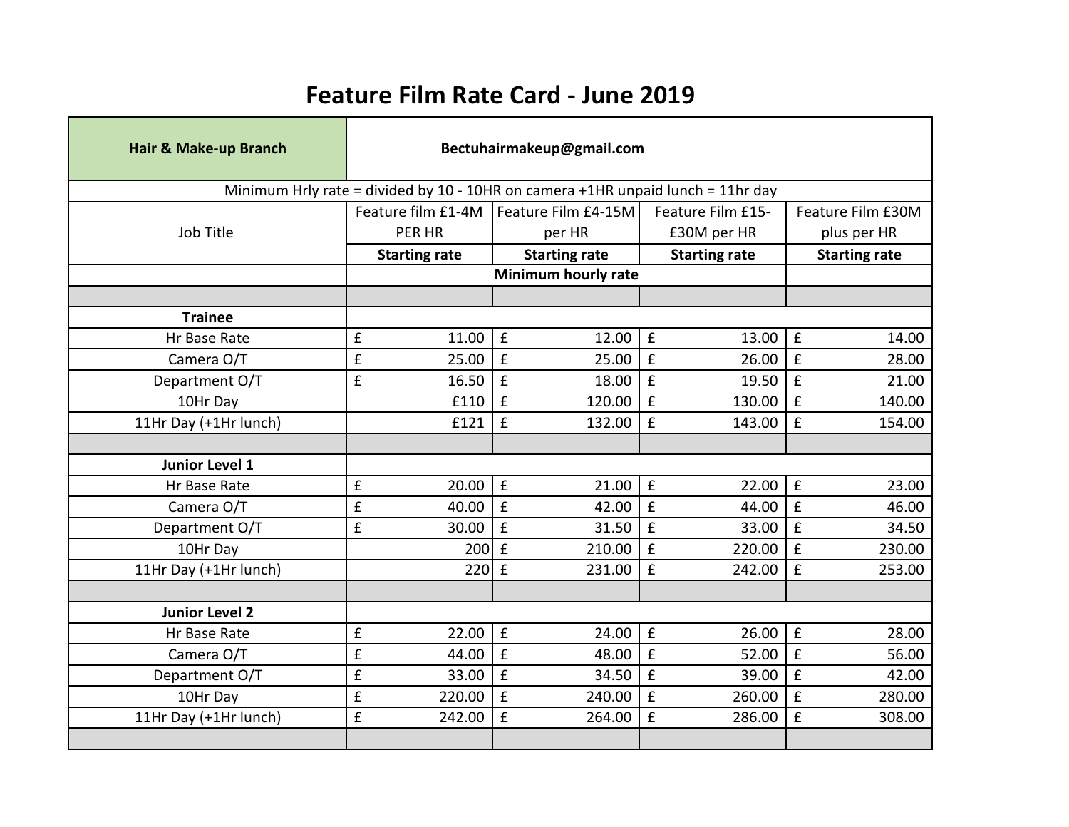# Feature Film Rate Card - June 2019

| **Hair & Make-up Branch** | **Bectuhairmakeup@gmail.com** | | | |
|---|---|---|---|---|
| Minimum Hrly rate = divided by 10 - 10HR on camera +1HR unpaid lunch = 11hr day | | | | |
| Job Title | Feature film £1-4M PER HR | Feature Film £4-15M per HR | Feature Film £15-£30M per HR | Feature Film £30M plus per HR |
| | **Starting rate** | **Starting rate** | **Starting rate** | **Starting rate** |
| | **Minimum hourly rate** | | | |
| | | | | |
| **Trainee** | | | | |
| Hr Base Rate | £ 11.00 | £ 12.00 | £ 13.00 | £ 14.00 |
| Camera O/T | £ 25.00 | £ 25.00 | £ 26.00 | £ 28.00 |
| Department O/T | £ 16.50 | £ 18.00 | £ 19.50 | £ 21.00 |
| 10Hr Day | £110 | £ 120.00 | £ 130.00 | £ 140.00 |
| 11Hr Day (+1Hr lunch) | £121 | £ 132.00 | £ 143.00 | £ 154.00 |
| | | | | |
| **Junior Level 1** | | | | |
| Hr Base Rate | £ 20.00 | £ 21.00 | £ 22.00 | £ 23.00 |
| Camera O/T | £ 40.00 | £ 42.00 | £ 44.00 | £ 46.00 |
| Department O/T | £ 30.00 | £ 31.50 | £ 33.00 | £ 34.50 |
| 10Hr Day | 200 | £ 210.00 | £ 220.00 | £ 230.00 |
| 11Hr Day (+1Hr lunch) | 220 | £ 231.00 | £ 242.00 | £ 253.00 |
| | | | | |
| **Junior Level 2** | | | | |
| Hr Base Rate | £ 22.00 | £ 24.00 | £ 26.00 | £ 28.00 |
| Camera O/T | £ 44.00 | £ 48.00 | £ 52.00 | £ 56.00 |
| Department O/T | £ 33.00 | £ 34.50 | £ 39.00 | £ 42.00 |
| 10Hr Day | £ 220.00 | £ 240.00 | £ 260.00 | £ 280.00 |
| 11Hr Day (+1Hr lunch) | £ 242.00 | £ 264.00 | £ 286.00 | £ 308.00 |
| | | | | |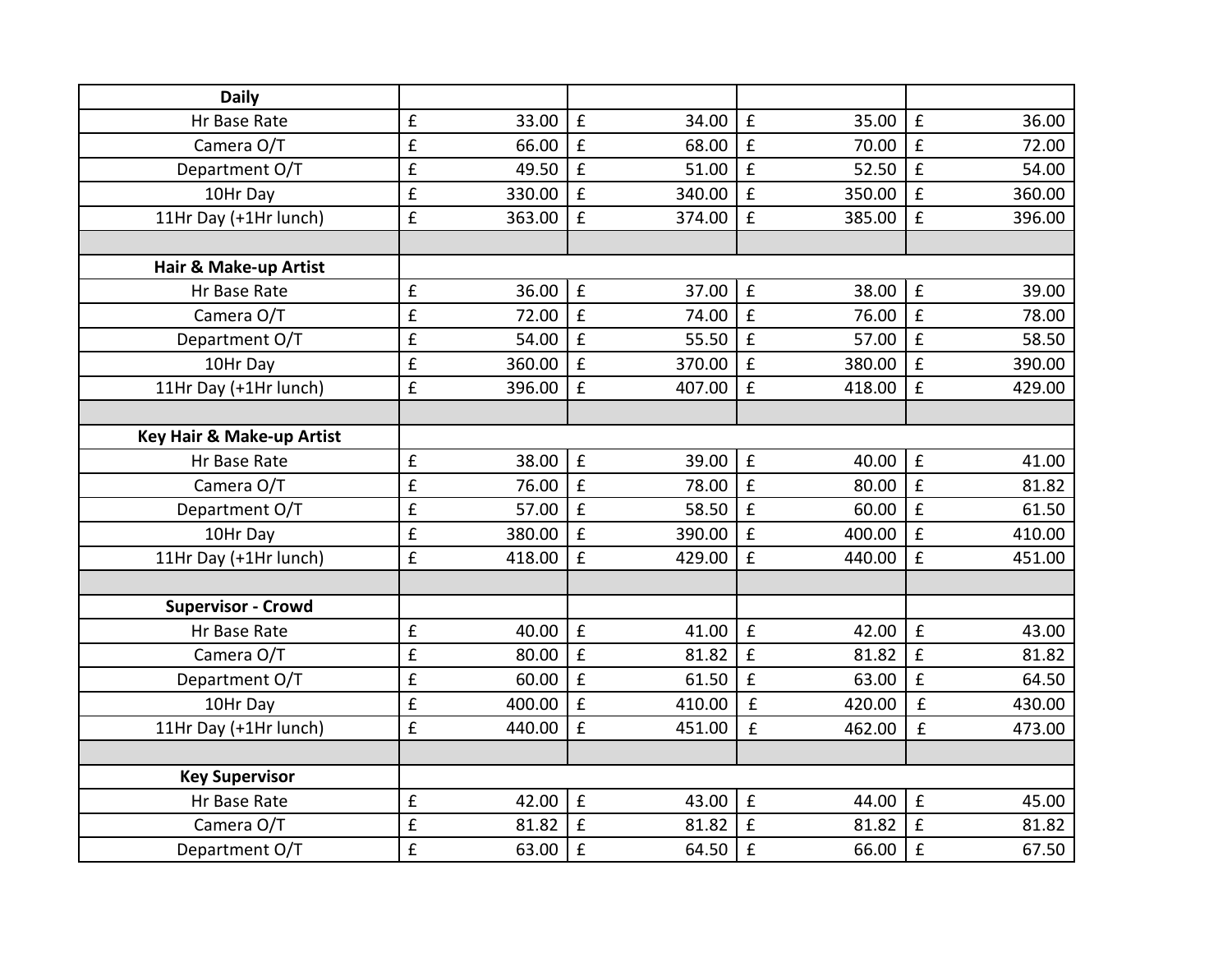| Daily | | | | |
|---|---|---|---|---|
| Hr Base Rate | £ 33.00 | £ 34.00 | £ 35.00 | £ 36.00 |
| Camera O/T | £ 66.00 | £ 68.00 | £ 70.00 | £ 72.00 |
| Department O/T | £ 49.50 | £ 51.00 | £ 52.50 | £ 54.00 |
| 10Hr Day | £ 330.00 | £ 340.00 | £ 350.00 | £ 360.00 |
| 11Hr Day (+1Hr lunch) | £ 363.00 | £ 374.00 | £ 385.00 | £ 396.00 |
| | | | | |
| **Hair & Make-up Artist** | | | | |
| Hr Base Rate | £ 36.00 | £ 37.00 | £ 38.00 | £ 39.00 |
| Camera O/T | £ 72.00 | £ 74.00 | £ 76.00 | £ 78.00 |
| Department O/T | £ 54.00 | £ 55.50 | £ 57.00 | £ 58.50 |
| 10Hr Day | £ 360.00 | £ 370.00 | £ 380.00 | £ 390.00 |
| 11Hr Day (+1Hr lunch) | £ 396.00 | £ 407.00 | £ 418.00 | £ 429.00 |
| | | | | |
| **Key Hair & Make-up Artist** | | | | |
| Hr Base Rate | £ 38.00 | £ 39.00 | £ 40.00 | £ 41.00 |
| Camera O/T | £ 76.00 | £ 78.00 | £ 80.00 | £ 81.82 |
| Department O/T | £ 57.00 | £ 58.50 | £ 60.00 | £ 61.50 |
| 10Hr Day | £ 380.00 | £ 390.00 | £ 400.00 | £ 410.00 |
| 11Hr Day (+1Hr lunch) | £ 418.00 | £ 429.00 | £ 440.00 | £ 451.00 |
| | | | | |
| **Supervisor - Crowd** | | | | |
| Hr Base Rate | £ 40.00 | £ 41.00 | £ 42.00 | £ 43.00 |
| Camera O/T | £ 80.00 | £ 81.82 | £ 81.82 | £ 81.82 |
| Department O/T | £ 60.00 | £ 61.50 | £ 63.00 | £ 64.50 |
| 10Hr Day | £ 400.00 | £ 410.00 | £ 420.00 | £ 430.00 |
| 11Hr Day (+1Hr lunch) | £ 440.00 | £ 451.00 | £ 462.00 | £ 473.00 |
| | | | | |
| **Key Supervisor** | | | | |
| Hr Base Rate | £ 42.00 | £ 43.00 | £ 44.00 | £ 45.00 |
| Camera O/T | £ 81.82 | £ 81.82 | £ 81.82 | £ 81.82 |
| Department O/T | £ 63.00 | £ 64.50 | £ 66.00 | £ 67.50 |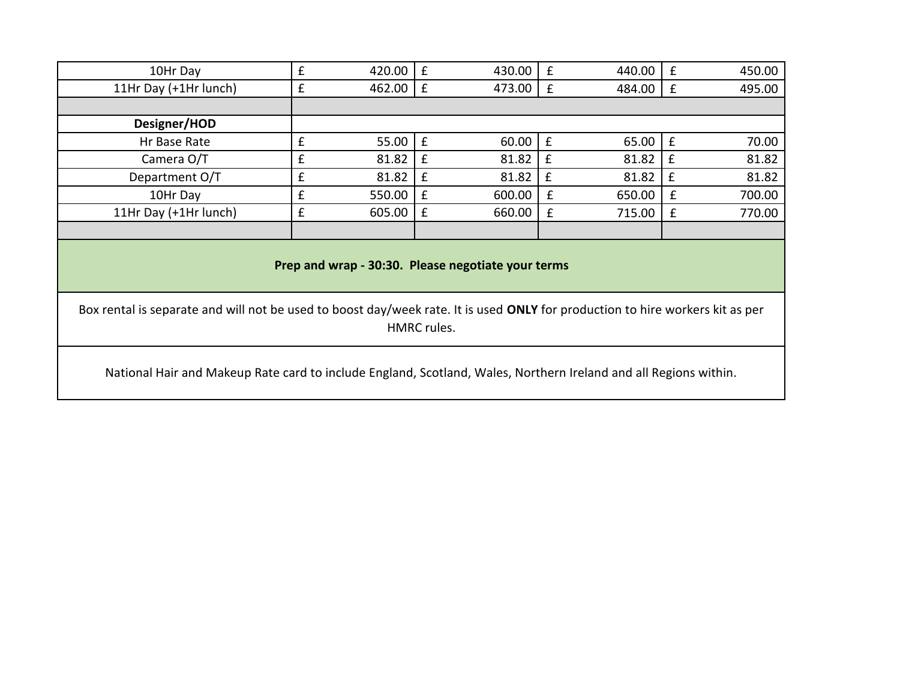| | | | | |
|---|---|---|---|---|
| 10Hr Day | £ 420.00 | £ 430.00 | £ 440.00 | £ 450.00 |
| 11Hr Day (+1Hr lunch) | £ 462.00 | £ 473.00 | £ 484.00 | £ 495.00 |
| | | | | |
| **Designer/HOD** | | | | |
| Hr Base Rate | £ 55.00 | £ 60.00 | £ 65.00 | £ 70.00 |
| Camera O/T | £ 81.82 | £ 81.82 | £ 81.82 | £ 81.82 |
| Department O/T | £ 81.82 | £ 81.82 | £ 81.82 | £ 81.82 |
| 10Hr Day | £ 550.00 | £ 600.00 | £ 650.00 | £ 700.00 |
| 11Hr Day (+1Hr lunch) | £ 605.00 | £ 660.00 | £ 715.00 | £ 770.00 |
| | | | | |

**Prep and wrap - 30:30. Please negotiate your terms**

Box rental is separate and will not be used to boost day/week rate. It is used **ONLY** for production to hire workers kit as per HMRC rules.

National Hair and Makeup Rate card to include England, Scotland, Wales, Northern Ireland and all Regions within.